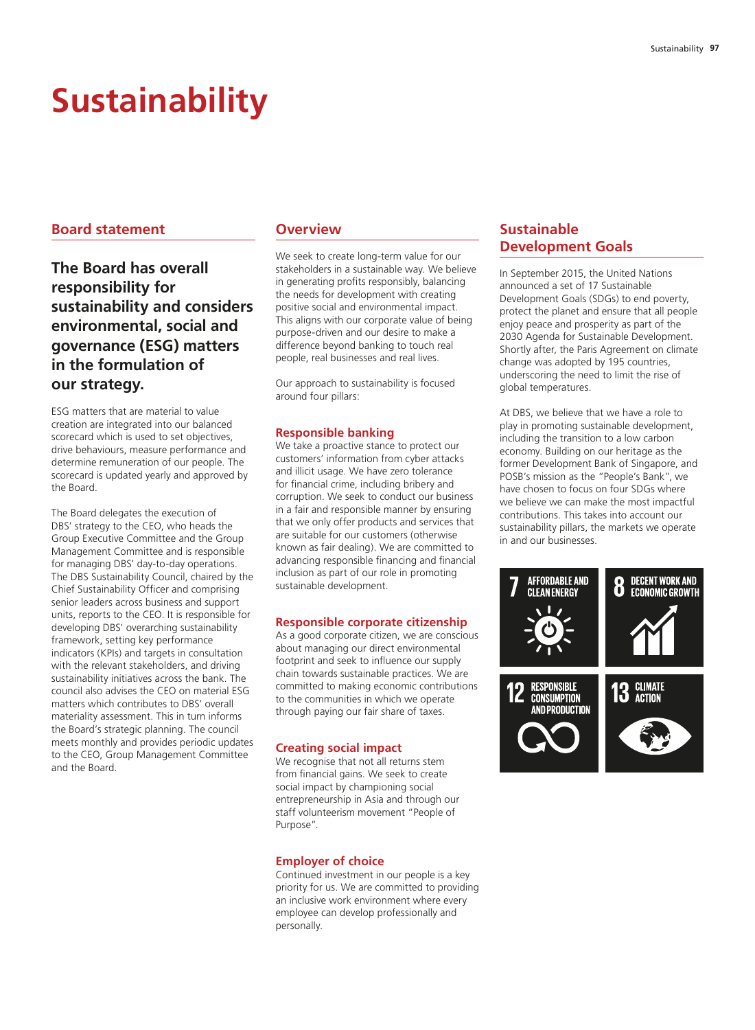# Sustainability

## Board statement

**The Board has overall responsibility for sustainability and considers environmental, social and governance (ESG) matters in the formulation of our strategy.**

ESG matters that are material to value creation are integrated into our balanced scorecard which is used to set objectives, drive behaviours, measure performance and determine remuneration of our people. The scorecard is updated yearly and approved by the Board.

The Board delegates the execution of DBS' strategy to the CEO, who heads the Group Executive Committee and the Group Management Committee and is responsible for managing DBS' day-to-day operations. The DBS Sustainability Council, chaired by the Chief Sustainability Officer and comprising senior leaders across business and support units, reports to the CEO. It is responsible for developing DBS' overarching sustainability framework, setting key performance indicators (KPIs) and targets in consultation with the relevant stakeholders, and driving sustainability initiatives across the bank. The council also advises the CEO on material ESG matters which contributes to DBS' overall materiality assessment. This in turn informs the Board's strategic planning. The council meets monthly and provides periodic updates to the CEO, Group Management Committee and the Board.

## Overview

We seek to create long-term value for our stakeholders in a sustainable way. We believe in generating profits responsibly, balancing the needs for development with creating positive social and environmental impact. This aligns with our corporate value of being purpose-driven and our desire to make a difference beyond banking to touch real people, real businesses and real lives.

Our approach to sustainability is focused around four pillars:

### Responsible banking

We take a proactive stance to protect our customers' information from cyber attacks and illicit usage. We have zero tolerance for financial crime, including bribery and corruption. We seek to conduct our business in a fair and responsible manner by ensuring that we only offer products and services that are suitable for our customers (otherwise known as fair dealing). We are committed to advancing responsible financing and financial inclusion as part of our role in promoting sustainable development.

### Responsible corporate citizenship

As a good corporate citizen, we are conscious about managing our direct environmental footprint and seek to influence our supply chain towards sustainable practices. We are committed to making economic contributions to the communities in which we operate through paying our fair share of taxes.

### Creating social impact

We recognise that not all returns stem from financial gains. We seek to create social impact by championing social entrepreneurship in Asia and through our staff volunteerism movement "People of Purpose".

### Employer of choice

Continued investment in our people is a key priority for us. We are committed to providing an inclusive work environment where every employee can develop professionally and personally.

## Sustainable Development Goals

In September 2015, the United Nations announced a set of 17 Sustainable Development Goals (SDGs) to end poverty, protect the planet and ensure that all people enjoy peace and prosperity as part of the 2030 Agenda for Sustainable Development. Shortly after, the Paris Agreement on climate change was adopted by 195 countries, underscoring the need to limit the rise of global temperatures.

At DBS, we believe that we have a role to play in promoting sustainable development, including the transition to a low carbon economy. Building on our heritage as the former Development Bank of Singapore, and POSB's mission as the "People's Bank", we have chosen to focus on four SDGs where we believe we can make the most impactful contributions. This takes into account our sustainability pillars, the markets we operate in and our businesses.

7 AFFORDABLE AND CLEAN ENERGY

8 DECENT WORK AND ECONOMIC GROWTH

12 RESPONSIBLE CONSUMPTION AND PRODUCTION

13 CLIMATE ACTION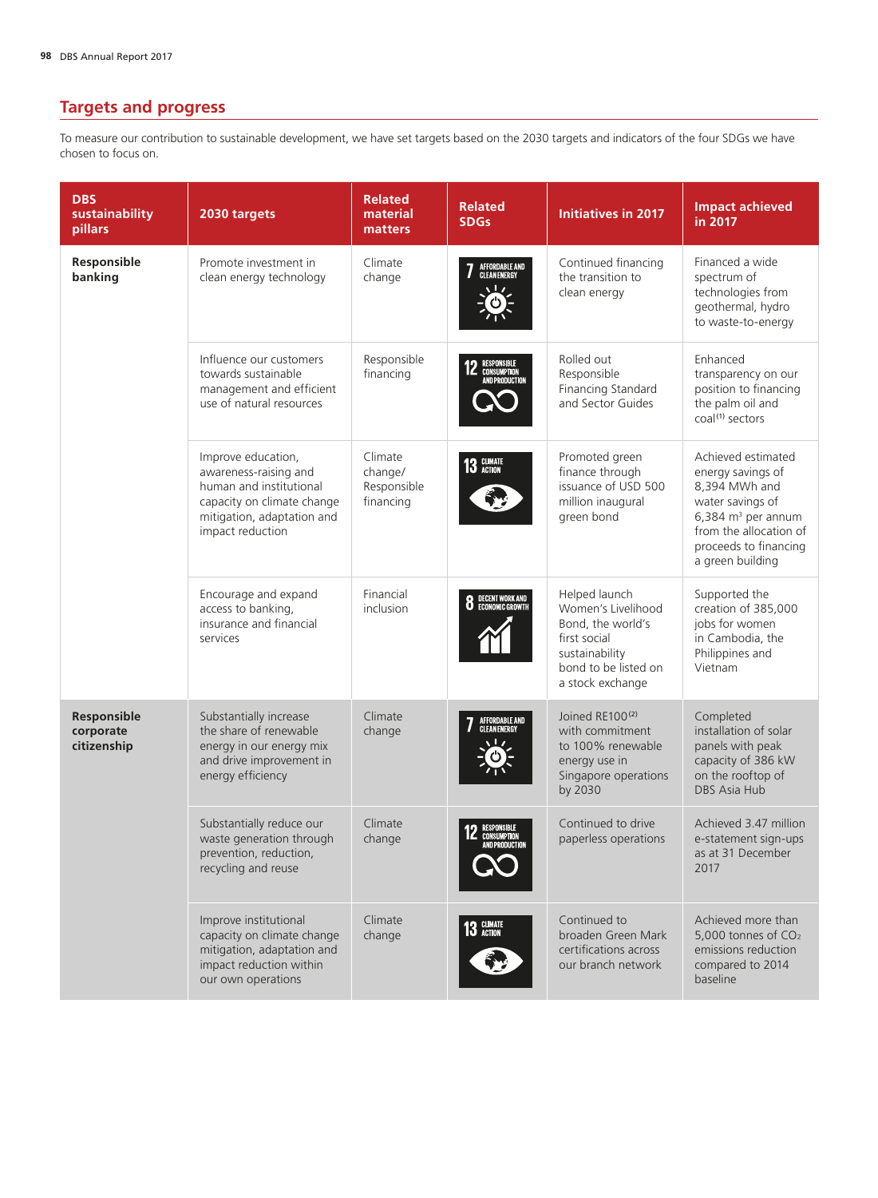## Targets and progress

To measure our contribution to sustainable development, we have set targets based on the 2030 targets and indicators of the four SDGs we have chosen to focus on.

| DBS sustainability pillars | 2030 targets | Related material matters | Related SDGs | Initiatives in 2017 | Impact achieved in 2017 |
|---|---|---|---|---|---|
| **Responsible banking** | Promote investment in clean energy technology | Climate change | 7 AFFORDABLE AND CLEAN ENERGY | Continued financing the transition to clean energy | Financed a wide spectrum of technologies from geothermal, hydro to waste-to-energy |
| | Influence our customers towards sustainable management and efficient use of natural resources | Responsible financing | 12 RESPONSIBLE CONSUMPTION AND PRODUCTION | Rolled out Responsible Financing Standard and Sector Guides | Enhanced transparency on our position to financing the palm oil and coal[1] sectors |
| | Improve education, awareness-raising and human and institutional capacity on climate change mitigation, adaptation and impact reduction | Climate change/ Responsible financing | 13 CLIMATE ACTION | Promoted green finance through issuance of USD 500 million inaugural green bond | Achieved estimated energy savings of 8,394 MWh and water savings of 6,384 $m^3$ per annum from the allocation of proceeds to financing a green building |
| | Encourage and expand access to banking, insurance and financial services | Financial inclusion | 8 DECENT WORK AND ECONOMIC GROWTH | Helped launch Women's Livelihood Bond, the world's first social sustainability bond to be listed on a stock exchange | Supported the creation of 385,000 jobs for women in Cambodia, the Philippines and Vietnam |
| **Responsible corporate citizenship** | Substantially increase the share of renewable energy in our energy mix and drive improvement in energy efficiency | Climate change | 7 AFFORDABLE AND CLEAN ENERGY | Joined RE100[2] with commitment to 100% renewable energy use in Singapore operations by 2030 | Completed installation of solar panels with peak capacity of 386 kW on the rooftop of DBS Asia Hub |
| | Substantially reduce our waste generation through prevention, reduction, recycling and reuse | Climate change | 12 RESPONSIBLE CONSUMPTION AND PRODUCTION | Continued to drive paperless operations | Achieved 3.47 million e-statement sign-ups as at 31 December 2017 |
| | Improve institutional capacity on climate change mitigation, adaptation and impact reduction within our own operations | Climate change | 13 CLIMATE ACTION | Continued to broaden Green Mark certifications across our branch network | Achieved more than 5,000 tonnes of $CO_2$ emissions reduction compared to 2014 baseline |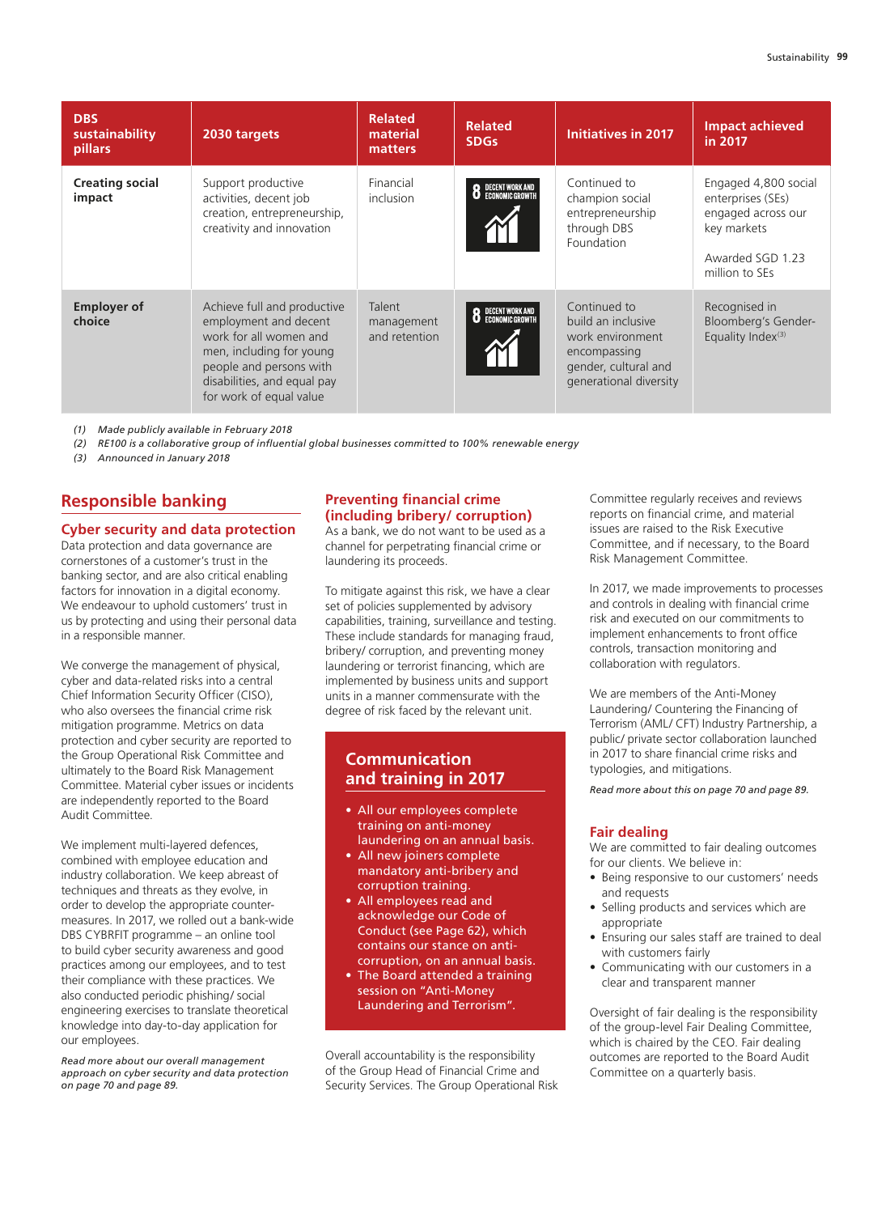| DBS sustainability pillars | 2030 targets | Related material matters | Related SDGs | Initiatives in 2017 | Impact achieved in 2017 |
|---|---|---|---|---|---|
| **Creating social impact** | Support productive activities, decent job creation, entrepreneurship, creativity and innovation | Financial inclusion | 8 DECENT WORK AND ECONOMIC GROWTH | Continued to champion social entrepreneurship through DBS Foundation | Engaged 4,800 social enterprises (SEs) engaged across our key markets<br><br>Awarded SGD 1.23 million to SEs |
| **Employer of choice** | Achieve full and productive employment and decent work for all women and men, including for young people and persons with disabilities, and equal pay for work of equal value | Talent management and retention | 8 DECENT WORK AND ECONOMIC GROWTH | Continued to build an inclusive work environment encompassing gender, cultural and generational diversity | Recognised in Bloomberg's Gender-Equality Index[3] |

*(1) Made publicly available in February 2018*

*(2) RE100 is a collaborative group of influential global businesses committed to 100% renewable energy*

*(3) Announced in January 2018*

## Responsible banking

### Cyber security and data protection

Data protection and data governance are cornerstones of a customer's trust in the banking sector, and are also critical enabling factors for innovation in a digital economy. We endeavour to uphold customers' trust in us by protecting and using their personal data in a responsible manner.

We converge the management of physical, cyber and data-related risks into a central Chief Information Security Officer (CISO), who also oversees the financial crime risk mitigation programme. Metrics on data protection and cyber security are reported to the Group Operational Risk Committee and ultimately to the Board Risk Management Committee. Material cyber issues or incidents are independently reported to the Board Audit Committee.

We implement multi-layered defences, combined with employee education and industry collaboration. We keep abreast of techniques and threats as they evolve, in order to develop the appropriate counter-measures. In 2017, we rolled out a bank-wide DBS CYBRFIT programme – an online tool to build cyber security awareness and good practices among our employees, and to test their compliance with these practices. We also conducted periodic phishing/ social engineering exercises to translate theoretical knowledge into day-to-day application for our employees.

*Read more about our overall management approach on cyber security and data protection on page 70 and page 89.*

### Preventing financial crime (including bribery/ corruption)

As a bank, we do not want to be used as a channel for perpetrating financial crime or laundering its proceeds.

To mitigate against this risk, we have a clear set of policies supplemented by advisory capabilities, training, surveillance and testing. These include standards for managing fraud, bribery/ corruption, and preventing money laundering or terrorist financing, which are implemented by business units and support units in a manner commensurate with the degree of risk faced by the relevant unit.

#### Communication and training in 2017

- All our employees complete training on anti-money laundering on an annual basis.
- All new joiners complete mandatory anti-bribery and corruption training.
- All employees read and acknowledge our Code of Conduct (see Page 62), which contains our stance on anti-corruption, on an annual basis.
- The Board attended a training session on "Anti-Money Laundering and Terrorism".

Overall accountability is the responsibility of the Group Head of Financial Crime and Security Services. The Group Operational Risk Committee regularly receives and reviews reports on financial crime, and material issues are raised to the Risk Executive Committee, and if necessary, to the Board Risk Management Committee.

In 2017, we made improvements to processes and controls in dealing with financial crime risk and executed on our commitments to implement enhancements to front office controls, transaction monitoring and collaboration with regulators.

We are members of the Anti-Money Laundering/ Countering the Financing of Terrorism (AML/ CFT) Industry Partnership, a public/ private sector collaboration launched in 2017 to share financial crime risks and typologies, and mitigations.

*Read more about this on page 70 and page 89.*

### Fair dealing

We are committed to fair dealing outcomes for our clients. We believe in:

- Being responsive to our customers' needs and requests
- Selling products and services which are appropriate
- Ensuring our sales staff are trained to deal with customers fairly
- Communicating with our customers in a clear and transparent manner

Oversight of fair dealing is the responsibility of the group-level Fair Dealing Committee, which is chaired by the CEO. Fair dealing outcomes are reported to the Board Audit Committee on a quarterly basis.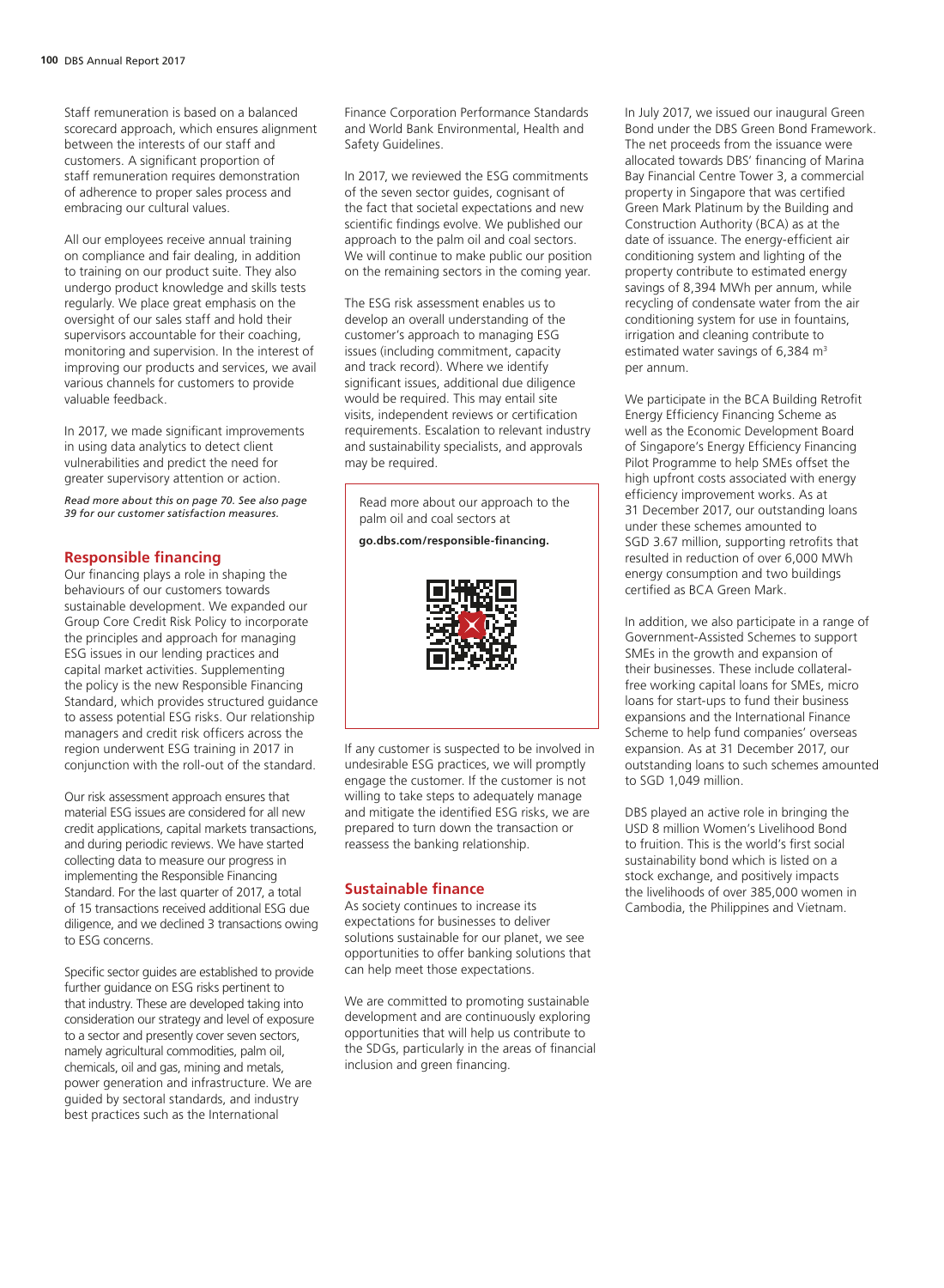Staff remuneration is based on a balanced scorecard approach, which ensures alignment between the interests of our staff and customers. A significant proportion of staff remuneration requires demonstration of adherence to proper sales process and embracing our cultural values.

All our employees receive annual training on compliance and fair dealing, in addition to training on our product suite. They also undergo product knowledge and skills tests regularly. We place great emphasis on the oversight of our sales staff and hold their supervisors accountable for their coaching, monitoring and supervision. In the interest of improving our products and services, we avail various channels for customers to provide valuable feedback.

In 2017, we made significant improvements in using data analytics to detect client vulnerabilities and predict the need for greater supervisory attention or action.

*Read more about this on page 70. See also page 39 for our customer satisfaction measures.*

## Responsible financing

Our financing plays a role in shaping the behaviours of our customers towards sustainable development. We expanded our Group Core Credit Risk Policy to incorporate the principles and approach for managing ESG issues in our lending practices and capital market activities. Supplementing the policy is the new Responsible Financing Standard, which provides structured guidance to assess potential ESG risks. Our relationship managers and credit risk officers across the region underwent ESG training in 2017 in conjunction with the roll-out of the standard.

Our risk assessment approach ensures that material ESG issues are considered for all new credit applications, capital markets transactions, and during periodic reviews. We have started collecting data to measure our progress in implementing the Responsible Financing Standard. For the last quarter of 2017, a total of 15 transactions received additional ESG due diligence, and we declined 3 transactions owing to ESG concerns.

Specific sector guides are established to provide further guidance on ESG risks pertinent to that industry. These are developed taking into consideration our strategy and level of exposure to a sector and presently cover seven sectors, namely agricultural commodities, palm oil, chemicals, oil and gas, mining and metals, power generation and infrastructure. We are guided by sectoral standards, and industry best practices such as the International Finance Corporation Performance Standards and World Bank Environmental, Health and Safety Guidelines.

In 2017, we reviewed the ESG commitments of the seven sector guides, cognisant of the fact that societal expectations and new scientific findings evolve. We published our approach to the palm oil and coal sectors. We will continue to make public our position on the remaining sectors in the coming year.

The ESG risk assessment enables us to develop an overall understanding of the customer's approach to managing ESG issues (including commitment, capacity and track record). Where we identify significant issues, additional due diligence would be required. This may entail site visits, independent reviews or certification requirements. Escalation to relevant industry and sustainability specialists, and approvals may be required.

Read more about our approach to the palm oil and coal sectors at

**go.dbs.com/responsible-financing.**

If any customer is suspected to be involved in undesirable ESG practices, we will promptly engage the customer. If the customer is not willing to take steps to adequately manage and mitigate the identified ESG risks, we are prepared to turn down the transaction or reassess the banking relationship.

## Sustainable finance

As society continues to increase its expectations for businesses to deliver solutions sustainable for our planet, we see opportunities to offer banking solutions that can help meet those expectations.

We are committed to promoting sustainable development and are continuously exploring opportunities that will help us contribute to the SDGs, particularly in the areas of financial inclusion and green financing.

In July 2017, we issued our inaugural Green Bond under the DBS Green Bond Framework. The net proceeds from the issuance were allocated towards DBS' financing of Marina Bay Financial Centre Tower 3, a commercial property in Singapore that was certified Green Mark Platinum by the Building and Construction Authority (BCA) as at the date of issuance. The energy-efficient air conditioning system and lighting of the property contribute to estimated energy savings of 8,394 MWh per annum, while recycling of condensate water from the air conditioning system for use in fountains, irrigation and cleaning contribute to estimated water savings of 6,384 $m^3$ per annum.

We participate in the BCA Building Retrofit Energy Efficiency Financing Scheme as well as the Economic Development Board of Singapore's Energy Efficiency Financing Pilot Programme to help SMEs offset the high upfront costs associated with energy efficiency improvement works. As at 31 December 2017, our outstanding loans under these schemes amounted to SGD 3.67 million, supporting retrofits that resulted in reduction of over 6,000 MWh energy consumption and two buildings certified as BCA Green Mark.

In addition, we also participate in a range of Government-Assisted Schemes to support SMEs in the growth and expansion of their businesses. These include collateral-free working capital loans for SMEs, micro loans for start-ups to fund their business expansions and the International Finance Scheme to help fund companies' overseas expansion. As at 31 December 2017, our outstanding loans to such schemes amounted to SGD 1,049 million.

DBS played an active role in bringing the USD 8 million Women's Livelihood Bond to fruition. This is the world's first social sustainability bond which is listed on a stock exchange, and positively impacts the livelihoods of over 385,000 women in Cambodia, the Philippines and Vietnam.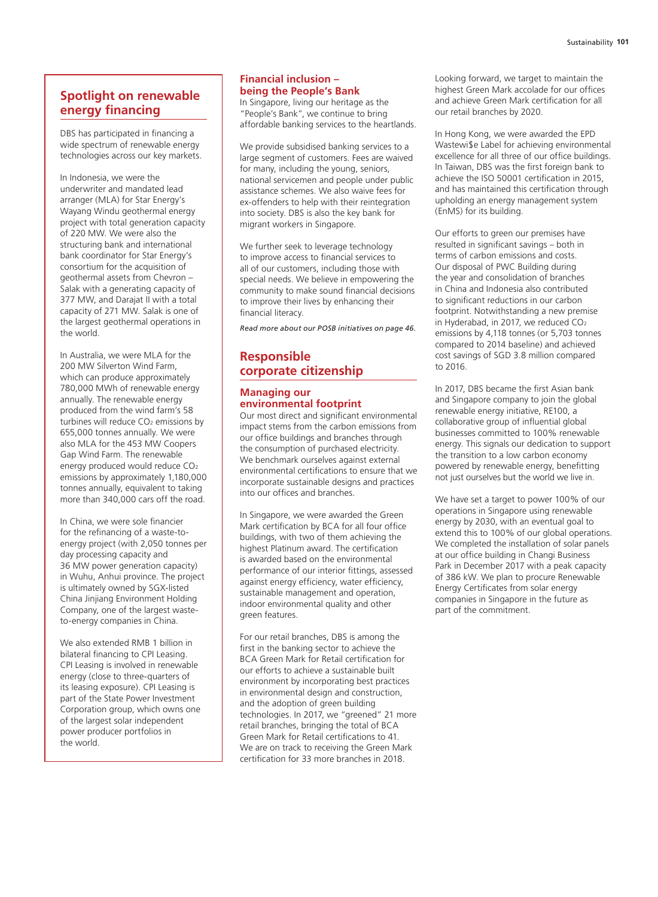## Spotlight on renewable energy financing

DBS has participated in financing a wide spectrum of renewable energy technologies across our key markets.

In Indonesia, we were the underwriter and mandated lead arranger (MLA) for Star Energy's Wayang Windu geothermal energy project with total generation capacity of 220 MW. We were also the structuring bank and international bank coordinator for Star Energy's consortium for the acquisition of geothermal assets from Chevron – Salak with a generating capacity of 377 MW, and Darajat II with a total capacity of 271 MW. Salak is one of the largest geothermal operations in the world.

In Australia, we were MLA for the 200 MW Silverton Wind Farm, which can produce approximately 780,000 MWh of renewable energy annually. The renewable energy produced from the wind farm's 58 turbines will reduce $CO_2$ emissions by 655,000 tonnes annually. We were also MLA for the 453 MW Coopers Gap Wind Farm. The renewable energy produced would reduce $CO_2$ emissions by approximately 1,180,000 tonnes annually, equivalent to taking more than 340,000 cars off the road.

In China, we were sole financier for the refinancing of a waste-to-energy project (with 2,050 tonnes per day processing capacity and 36 MW power generation capacity) in Wuhu, Anhui province. The project is ultimately owned by SGX-listed China Jinjiang Environment Holding Company, one of the largest waste-to-energy companies in China.

We also extended RMB 1 billion in bilateral financing to CPI Leasing. CPI Leasing is involved in renewable energy (close to three-quarters of its leasing exposure). CPI Leasing is part of the State Power Investment Corporation group, which owns one of the largest solar independent power producer portfolios in the world.

### Financial inclusion – being the People's Bank

In Singapore, living our heritage as the "People's Bank", we continue to bring affordable banking services to the heartlands.

We provide subsidised banking services to a large segment of customers. Fees are waived for many, including the young, seniors, national servicemen and people under public assistance schemes. We also waive fees for ex-offenders to help with their reintegration into society. DBS is also the key bank for migrant workers in Singapore.

We further seek to leverage technology to improve access to financial services to all of our customers, including those with special needs. We believe in empowering the community to make sound financial decisions to improve their lives by enhancing their financial literacy.

*Read more about our POSB initiatives on page 46.*

## Responsible corporate citizenship

### Managing our environmental footprint

Our most direct and significant environmental impact stems from the carbon emissions from our office buildings and branches through the consumption of purchased electricity. We benchmark ourselves against external environmental certifications to ensure that we incorporate sustainable designs and practices into our offices and branches.

In Singapore, we were awarded the Green Mark certification by BCA for all four office buildings, with two of them achieving the highest Platinum award. The certification is awarded based on the environmental performance of our interior fittings, assessed against energy efficiency, water efficiency, sustainable management and operation, indoor environmental quality and other green features.

For our retail branches, DBS is among the first in the banking sector to achieve the BCA Green Mark for Retail certification for our efforts to achieve a sustainable built environment by incorporating best practices in environmental design and construction, and the adoption of green building technologies. In 2017, we "greened" 21 more retail branches, bringing the total of BCA Green Mark for Retail certifications to 41. We are on track to receiving the Green Mark certification for 33 more branches in 2018.

Looking forward, we target to maintain the highest Green Mark accolade for our offices and achieve Green Mark certification for all our retail branches by 2020.

In Hong Kong, we were awarded the EPD Wastewi$e Label for achieving environmental excellence for all three of our office buildings. In Taiwan, DBS was the first foreign bank to achieve the ISO 50001 certification in 2015, and has maintained this certification through upholding an energy management system (EnMS) for its building.

Our efforts to green our premises have resulted in significant savings – both in terms of carbon emissions and costs. Our disposal of PWC Building during the year and consolidation of branches in China and Indonesia also contributed to significant reductions in our carbon footprint. Notwithstanding a new premise in Hyderabad, in 2017, we reduced $CO_2$ emissions by 4,118 tonnes (or 5,703 tonnes compared to 2014 baseline) and achieved cost savings of SGD 3.8 million compared to 2016.

In 2017, DBS became the first Asian bank and Singapore company to join the global renewable energy initiative, RE100, a collaborative group of influential global businesses committed to 100% renewable energy. This signals our dedication to support the transition to a low carbon economy powered by renewable energy, benefitting not just ourselves but the world we live in.

We have set a target to power 100% of our operations in Singapore using renewable energy by 2030, with an eventual goal to extend this to 100% of our global operations. We completed the installation of solar panels at our office building in Changi Business Park in December 2017 with a peak capacity of 386 kW. We plan to procure Renewable Energy Certificates from solar energy companies in Singapore in the future as part of the commitment.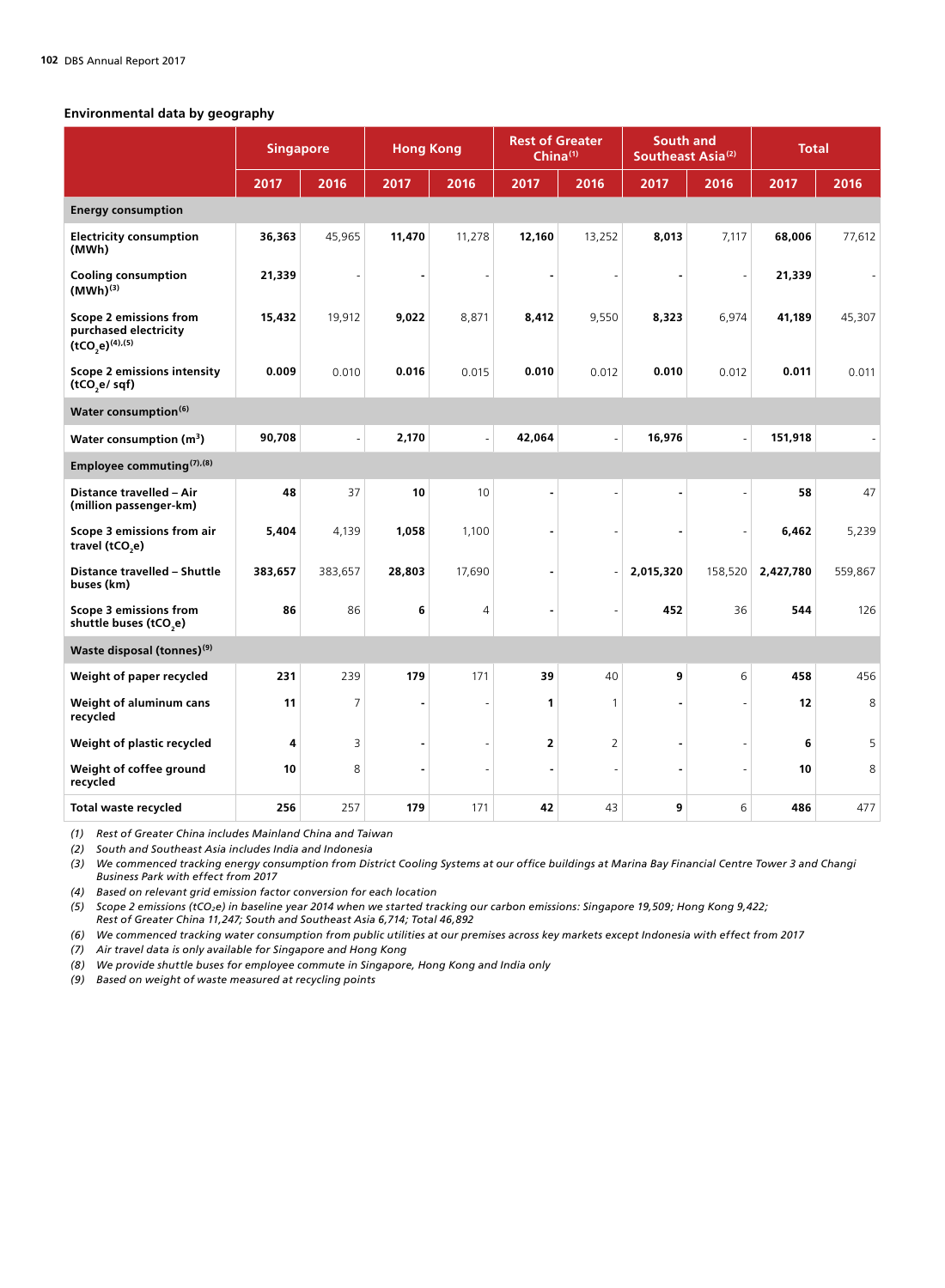### Environmental data by geography

| | Singapore | | Hong Kong | | Rest of Greater China[1] | | South and Southeast Asia[2] | | Total | |
|---|---|---|---|---|---|---|---|---|---|---|
| | 2017 | 2016 | 2017 | 2016 | 2017 | 2016 | 2017 | 2016 | 2017 | 2016 |
| **Energy consumption** | | | | | | | | | | |
| **Electricity consumption (MWh)** | **36,363** | 45,965 | **11,470** | 11,278 | **12,160** | 13,252 | **8,013** | 7,117 | **68,006** | 77,612 |
| **Cooling consumption (MWh)[3]** | **21,339** | - | **-** | - | **-** | - | **-** | - | **21,339** | - |
| **Scope 2 emissions from purchased electricity ($tCO_2e$)[4],[5]** | **15,432** | 19,912 | **9,022** | 8,871 | **8,412** | 9,550 | **8,323** | 6,974 | **41,189** | 45,307 |
| **Scope 2 emissions intensity ($tCO_2e$/ sqf)** | **0.009** | 0.010 | **0.016** | 0.015 | **0.010** | 0.012 | **0.010** | 0.012 | **0.011** | 0.011 |
| **Water consumption[6]** | | | | | | | | | | |
| **Water consumption ($m^3$)** | **90,708** | - | **2,170** | - | **42,064** | - | **16,976** | - | **151,918** | - |
| **Employee commuting[7],[8]** | | | | | | | | | | |
| **Distance travelled – Air (million passenger-km)** | **48** | 37 | **10** | 10 | **-** | - | **-** | - | **58** | 47 |
| **Scope 3 emissions from air travel ($tCO_2e$)** | **5,404** | 4,139 | **1,058** | 1,100 | **-** | - | **-** | - | **6,462** | 5,239 |
| **Distance travelled – Shuttle buses (km)** | **383,657** | 383,657 | **28,803** | 17,690 | **-** | - | **2,015,320** | 158,520 | **2,427,780** | 559,867 |
| **Scope 3 emissions from shuttle buses ($tCO_2e$)** | **86** | 86 | **6** | 4 | **-** | - | **452** | 36 | **544** | 126 |
| **Waste disposal (tonnes)[9]** | | | | | | | | | | |
| **Weight of paper recycled** | **231** | 239 | **179** | 171 | **39** | 40 | **9** | 6 | **458** | 456 |
| **Weight of aluminum cans recycled** | **11** | 7 | **-** | - | **1** | 1 | **-** | - | **12** | 8 |
| **Weight of plastic recycled** | **4** | 3 | **-** | - | **2** | 2 | **-** | - | **6** | 5 |
| **Weight of coffee ground recycled** | **10** | 8 | **-** | - | **-** | - | **-** | - | **10** | 8 |
| **Total waste recycled** | **256** | 257 | **179** | 171 | **42** | 43 | **9** | 6 | **486** | 477 |

*(1) Rest of Greater China includes Mainland China and Taiwan*

*(2) South and Southeast Asia includes India and Indonesia*

*(3) We commenced tracking energy consumption from District Cooling Systems at our office buildings at Marina Bay Financial Centre Tower 3 and Changi Business Park with effect from 2017*

*(4) Based on relevant grid emission factor conversion for each location*

*(5) Scope 2 emissions ($tCO_2e$) in baseline year 2014 when we started tracking our carbon emissions: Singapore 19,509; Hong Kong 9,422; Rest of Greater China 11,247; South and Southeast Asia 6,714; Total 46,892*

*(6) We commenced tracking water consumption from public utilities at our premises across key markets except Indonesia with effect from 2017*

*(7) Air travel data is only available for Singapore and Hong Kong*

*(8) We provide shuttle buses for employee commute in Singapore, Hong Kong and India only*

*(9) Based on weight of waste measured at recycling points*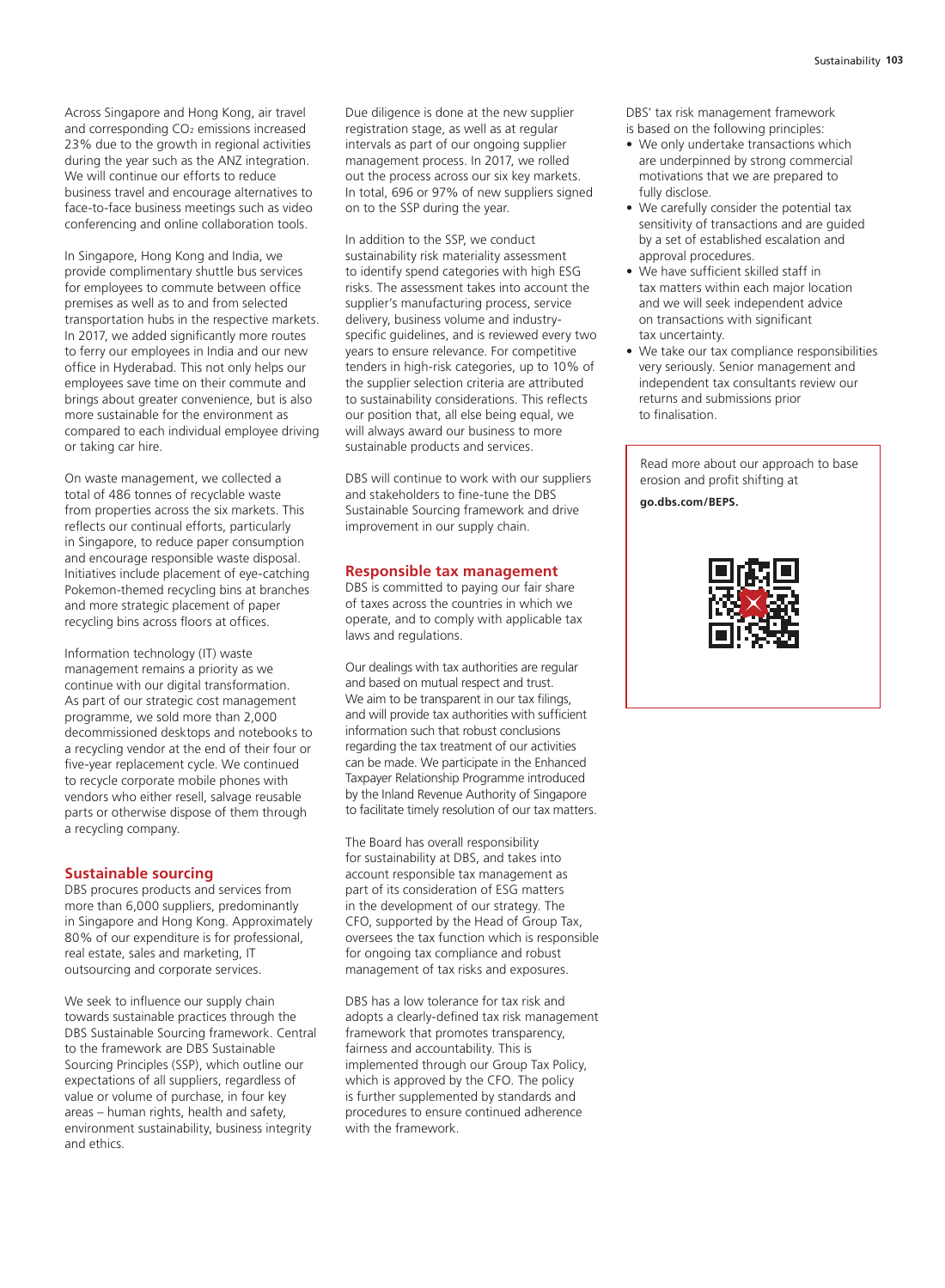Across Singapore and Hong Kong, air travel and corresponding $CO_2$ emissions increased 23% due to the growth in regional activities during the year such as the ANZ integration. We will continue our efforts to reduce business travel and encourage alternatives to face-to-face business meetings such as video conferencing and online collaboration tools.

In Singapore, Hong Kong and India, we provide complimentary shuttle bus services for employees to commute between office premises as well as to and from selected transportation hubs in the respective markets. In 2017, we added significantly more routes to ferry our employees in India and our new office in Hyderabad. This not only helps our employees save time on their commute and brings about greater convenience, but is also more sustainable for the environment as compared to each individual employee driving or taking car hire.

On waste management, we collected a total of 486 tonnes of recyclable waste from properties across the six markets. This reflects our continual efforts, particularly in Singapore, to reduce paper consumption and encourage responsible waste disposal. Initiatives include placement of eye-catching Pokemon-themed recycling bins at branches and more strategic placement of paper recycling bins across floors at offices.

Information technology (IT) waste management remains a priority as we continue with our digital transformation. As part of our strategic cost management programme, we sold more than 2,000 decommissioned desktops and notebooks to a recycling vendor at the end of their four or five-year replacement cycle. We continued to recycle corporate mobile phones with vendors who either resell, salvage reusable parts or otherwise dispose of them through a recycling company.

## Sustainable sourcing

DBS procures products and services from more than 6,000 suppliers, predominantly in Singapore and Hong Kong. Approximately 80% of our expenditure is for professional, real estate, sales and marketing, IT outsourcing and corporate services.

We seek to influence our supply chain towards sustainable practices through the DBS Sustainable Sourcing framework. Central to the framework are DBS Sustainable Sourcing Principles (SSP), which outline our expectations of all suppliers, regardless of value or volume of purchase, in four key areas – human rights, health and safety, environment sustainability, business integrity and ethics.

Due diligence is done at the new supplier registration stage, as well as at regular intervals as part of our ongoing supplier management process. In 2017, we rolled out the process across our six key markets. In total, 696 or 97% of new suppliers signed on to the SSP during the year.

In addition to the SSP, we conduct sustainability risk materiality assessment to identify spend categories with high ESG risks. The assessment takes into account the supplier's manufacturing process, service delivery, business volume and industry-specific guidelines, and is reviewed every two years to ensure relevance. For competitive tenders in high-risk categories, up to 10% of the supplier selection criteria are attributed to sustainability considerations. This reflects our position that, all else being equal, we will always award our business to more sustainable products and services.

DBS will continue to work with our suppliers and stakeholders to fine-tune the DBS Sustainable Sourcing framework and drive improvement in our supply chain.

## Responsible tax management

DBS is committed to paying our fair share of taxes across the countries in which we operate, and to comply with applicable tax laws and regulations.

Our dealings with tax authorities are regular and based on mutual respect and trust. We aim to be transparent in our tax filings, and will provide tax authorities with sufficient information such that robust conclusions regarding the tax treatment of our activities can be made. We participate in the Enhanced Taxpayer Relationship Programme introduced by the Inland Revenue Authority of Singapore to facilitate timely resolution of our tax matters.

The Board has overall responsibility for sustainability at DBS, and takes into account responsible tax management as part of its consideration of ESG matters in the development of our strategy. The CFO, supported by the Head of Group Tax, oversees the tax function which is responsible for ongoing tax compliance and robust management of tax risks and exposures.

DBS has a low tolerance for tax risk and adopts a clearly-defined tax risk management framework that promotes transparency, fairness and accountability. This is implemented through our Group Tax Policy, which is approved by the CFO. The policy is further supplemented by standards and procedures to ensure continued adherence with the framework.

DBS' tax risk management framework is based on the following principles:

- We only undertake transactions which are underpinned by strong commercial motivations that we are prepared to fully disclose.
- We carefully consider the potential tax sensitivity of transactions and are guided by a set of established escalation and approval procedures.
- We have sufficient skilled staff in tax matters within each major location and we will seek independent advice on transactions with significant tax uncertainty.
- We take our tax compliance responsibilities very seriously. Senior management and independent tax consultants review our returns and submissions prior to finalisation.

Read more about our approach to base erosion and profit shifting at

**go.dbs.com/BEPS.**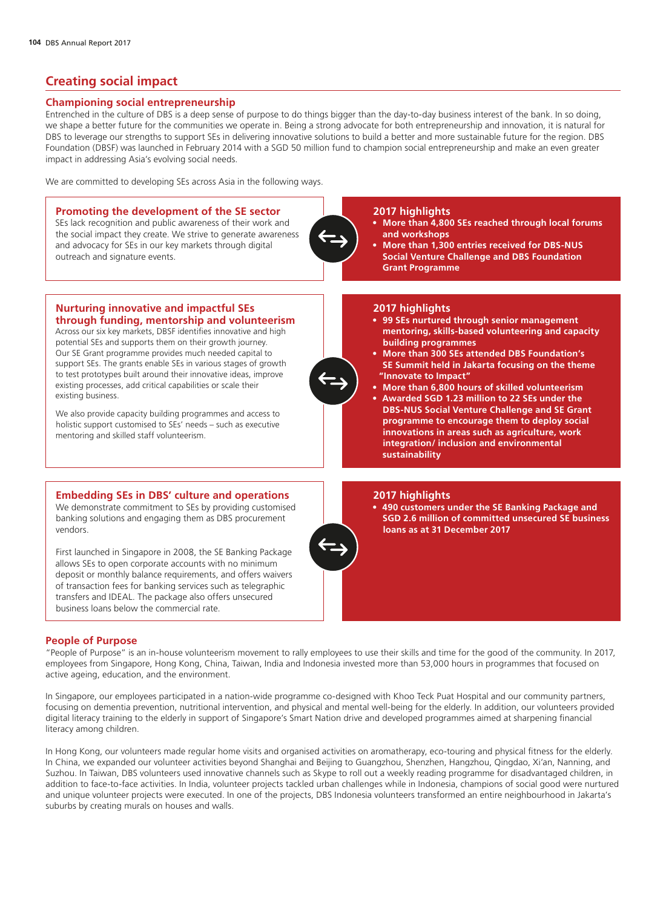## Creating social impact

### Championing social entrepreneurship

Entrenched in the culture of DBS is a deep sense of purpose to do things bigger than the day-to-day business interest of the bank. In so doing, we shape a better future for the communities we operate in. Being a strong advocate for both entrepreneurship and innovation, it is natural for DBS to leverage our strengths to support SEs in delivering innovative solutions to build a better and more sustainable future for the region. DBS Foundation (DBSF) was launched in February 2014 with a SGD 50 million fund to champion social entrepreneurship and make an even greater impact in addressing Asia's evolving social needs.

We are committed to developing SEs across Asia in the following ways.

#### Promoting the development of the SE sector

SEs lack recognition and public awareness of their work and the social impact they create. We strive to generate awareness and advocacy for SEs in our key markets through digital outreach and signature events.

**2017 highlights**

- **More than 4,800 SEs reached through local forums and workshops**
- **More than 1,300 entries received for DBS-NUS Social Venture Challenge and DBS Foundation Grant Programme**

#### Nurturing innovative and impactful SEs through funding, mentorship and volunteerism

Across our six key markets, DBSF identifies innovative and high potential SEs and supports them on their growth journey. Our SE Grant programme provides much needed capital to support SEs. The grants enable SEs in various stages of growth to test prototypes built around their innovative ideas, improve existing processes, add critical capabilities or scale their existing business.

We also provide capacity building programmes and access to holistic support customised to SEs' needs – such as executive mentoring and skilled staff volunteerism.

**2017 highlights**

- **99 SEs nurtured through senior management mentoring, skills-based volunteering and capacity building programmes**
- **More than 300 SEs attended DBS Foundation's SE Summit held in Jakarta focusing on the theme "Innovate to Impact"**
- **More than 6,800 hours of skilled volunteerism**
- **Awarded SGD 1.23 million to 22 SEs under the DBS-NUS Social Venture Challenge and SE Grant programme to encourage them to deploy social innovations in areas such as agriculture, work integration/ inclusion and environmental sustainability**

#### Embedding SEs in DBS' culture and operations

We demonstrate commitment to SEs by providing customised banking solutions and engaging them as DBS procurement vendors.

First launched in Singapore in 2008, the SE Banking Package allows SEs to open corporate accounts with no minimum deposit or monthly balance requirements, and offers waivers of transaction fees for banking services such as telegraphic transfers and IDEAL. The package also offers unsecured business loans below the commercial rate.

**2017 highlights**

- **490 customers under the SE Banking Package and SGD 2.6 million of committed unsecured SE business loans as at 31 December 2017**

### People of Purpose

"People of Purpose" is an in-house volunteerism movement to rally employees to use their skills and time for the good of the community. In 2017, employees from Singapore, Hong Kong, China, Taiwan, India and Indonesia invested more than 53,000 hours in programmes that focused on active ageing, education, and the environment.

In Singapore, our employees participated in a nation-wide programme co-designed with Khoo Teck Puat Hospital and our community partners, focusing on dementia prevention, nutritional intervention, and physical and mental well-being for the elderly. In addition, our volunteers provided digital literacy training to the elderly in support of Singapore's Smart Nation drive and developed programmes aimed at sharpening financial literacy among children.

In Hong Kong, our volunteers made regular home visits and organised activities on aromatherapy, eco-touring and physical fitness for the elderly. In China, we expanded our volunteer activities beyond Shanghai and Beijing to Guangzhou, Shenzhen, Hangzhou, Qingdao, Xi'an, Nanning, and Suzhou. In Taiwan, DBS volunteers used innovative channels such as Skype to roll out a weekly reading programme for disadvantaged children, in addition to face-to-face activities. In India, volunteer projects tackled urban challenges while in Indonesia, champions of social good were nurtured and unique volunteer projects were executed. In one of the projects, DBS Indonesia volunteers transformed an entire neighbourhood in Jakarta's suburbs by creating murals on houses and walls.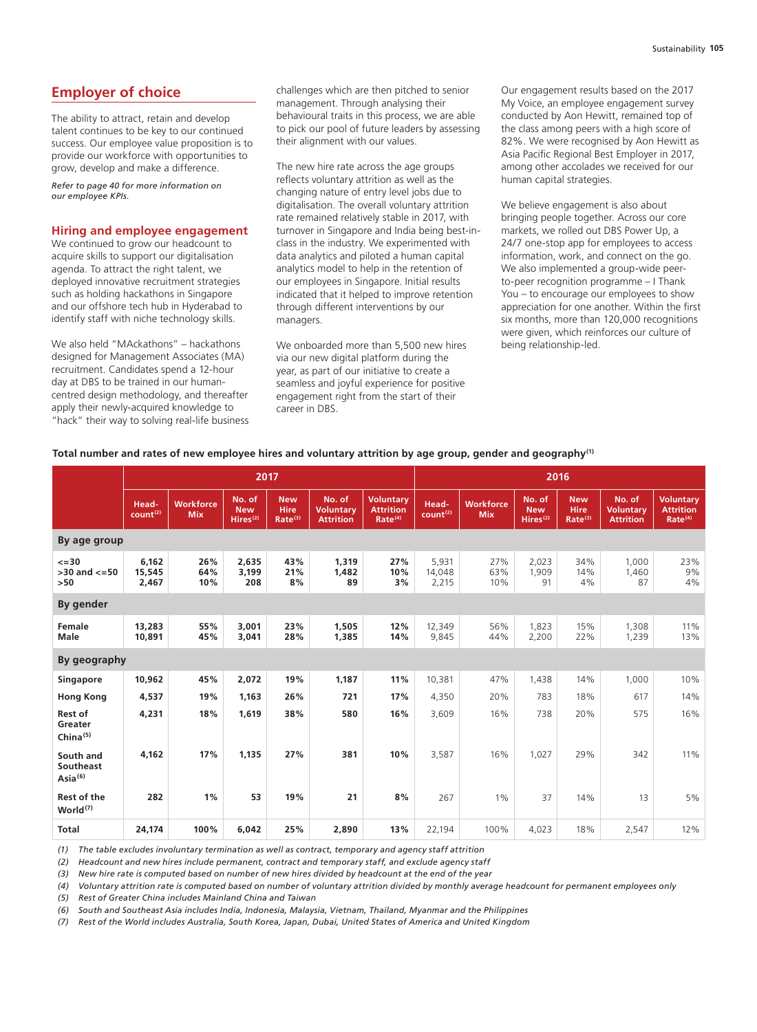## Employer of choice

The ability to attract, retain and develop talent continues to be key to our continued success. Our employee value proposition is to provide our workforce with opportunities to grow, develop and make a difference.

*Refer to page 40 for more information on our employee KPIs.*

### Hiring and employee engagement

We continued to grow our headcount to acquire skills to support our digitalisation agenda. To attract the right talent, we deployed innovative recruitment strategies such as holding hackathons in Singapore and our offshore tech hub in Hyderabad to identify staff with niche technology skills.

We also held "MAckathons" – hackathons designed for Management Associates (MA) recruitment. Candidates spend a 12-hour day at DBS to be trained in our human-centred design methodology, and thereafter apply their newly-acquired knowledge to "hack" their way to solving real-life business challenges which are then pitched to senior management. Through analysing their behavioural traits in this process, we are able to pick our pool of future leaders by assessing their alignment with our values.

The new hire rate across the age groups reflects voluntary attrition as well as the changing nature of entry level jobs due to digitalisation. The overall voluntary attrition rate remained relatively stable in 2017, with turnover in Singapore and India being best-in-class in the industry. We experimented with data analytics and piloted a human capital analytics model to help in the retention of our employees in Singapore. Initial results indicated that it helped to improve retention through different interventions by our managers.

We onboarded more than 5,500 new hires via our new digital platform during the year, as part of our initiative to create a seamless and joyful experience for positive engagement right from the start of their career in DBS.

Our engagement results based on the 2017 My Voice, an employee engagement survey conducted by Aon Hewitt, remained top of the class among peers with a high score of 82%. We were recognised by Aon Hewitt as Asia Pacific Regional Best Employer in 2017, among other accolades we received for our human capital strategies.

We believe engagement is also about bringing people together. Across our core markets, we rolled out DBS Power Up, a 24/7 one-stop app for employees to access information, work, and connect on the go. We also implemented a group-wide peer-to-peer recognition programme – I Thank You – to encourage our employees to show appreciation for one another. Within the first six months, more than 120,000 recognitions were given, which reinforces our culture of being relationship-led.

**Total number and rates of new employee hires and voluntary attrition by age group, gender and geography(1)**

| | 2017 | | | | | | 2016 | | | | | |
|---|---|---|---|---|---|---|---|---|---|---|---|---|
| | Head-count(2) | Workforce Mix | No. of New Hires(2) | New Hire Rate(3) | No. of Voluntary Attrition | Voluntary Attrition Rate(4) | Head-count(2) | Workforce Mix | No. of New Hires(2) | New Hire Rate(3) | No. of Voluntary Attrition | Voluntary Attrition Rate(4) |
| **By age group** | | | | | | | | | | | | |
| <=30 | 6,162 | 26% | 2,635 | 43% | 1,319 | 27% | 5,931 | 27% | 2,023 | 34% | 1,000 | 23% |
| >30 and <=50 | 15,545 | 64% | 3,199 | 21% | 1,482 | 10% | 14,048 | 63% | 1,909 | 14% | 1,460 | 9% |
| >50 | 2,467 | 10% | 208 | 8% | 89 | 3% | 2,215 | 10% | 91 | 4% | 87 | 4% |
| **By gender** | | | | | | | | | | | | |
| Female | 13,283 | 55% | 3,001 | 23% | 1,505 | 12% | 12,349 | 56% | 1,823 | 15% | 1,308 | 11% |
| Male | 10,891 | 45% | 3,041 | 28% | 1,385 | 14% | 9,845 | 44% | 2,200 | 22% | 1,239 | 13% |
| **By geography** | | | | | | | | | | | | |
| Singapore | 10,962 | 45% | 2,072 | 19% | 1,187 | 11% | 10,381 | 47% | 1,438 | 14% | 1,000 | 10% |
| Hong Kong | 4,537 | 19% | 1,163 | 26% | 721 | 17% | 4,350 | 20% | 783 | 18% | 617 | 14% |
| Rest of Greater China(5) | 4,231 | 18% | 1,619 | 38% | 580 | 16% | 3,609 | 16% | 738 | 20% | 575 | 16% |
| South and Southeast Asia(6) | 4,162 | 17% | 1,135 | 27% | 381 | 10% | 3,587 | 16% | 1,027 | 29% | 342 | 11% |
| Rest of the World(7) | 282 | 1% | 53 | 19% | 21 | 8% | 267 | 1% | 37 | 14% | 13 | 5% |
| **Total** | **24,174** | **100%** | **6,042** | **25%** | **2,890** | **13%** | 22,194 | 100% | 4,023 | 18% | 2,547 | 12% |

*(1) The table excludes involuntary termination as well as contract, temporary and agency staff attrition*
*(2) Headcount and new hires include permanent, contract and temporary staff, and exclude agency staff*
*(3) New hire rate is computed based on number of new hires divided by headcount at the end of the year*
*(4) Voluntary attrition rate is computed based on number of voluntary attrition divided by monthly average headcount for permanent employees only*
*(5) Rest of Greater China includes Mainland China and Taiwan*
*(6) South and Southeast Asia includes India, Indonesia, Malaysia, Vietnam, Thailand, Myanmar and the Philippines*
*(7) Rest of the World includes Australia, South Korea, Japan, Dubai, United States of America and United Kingdom*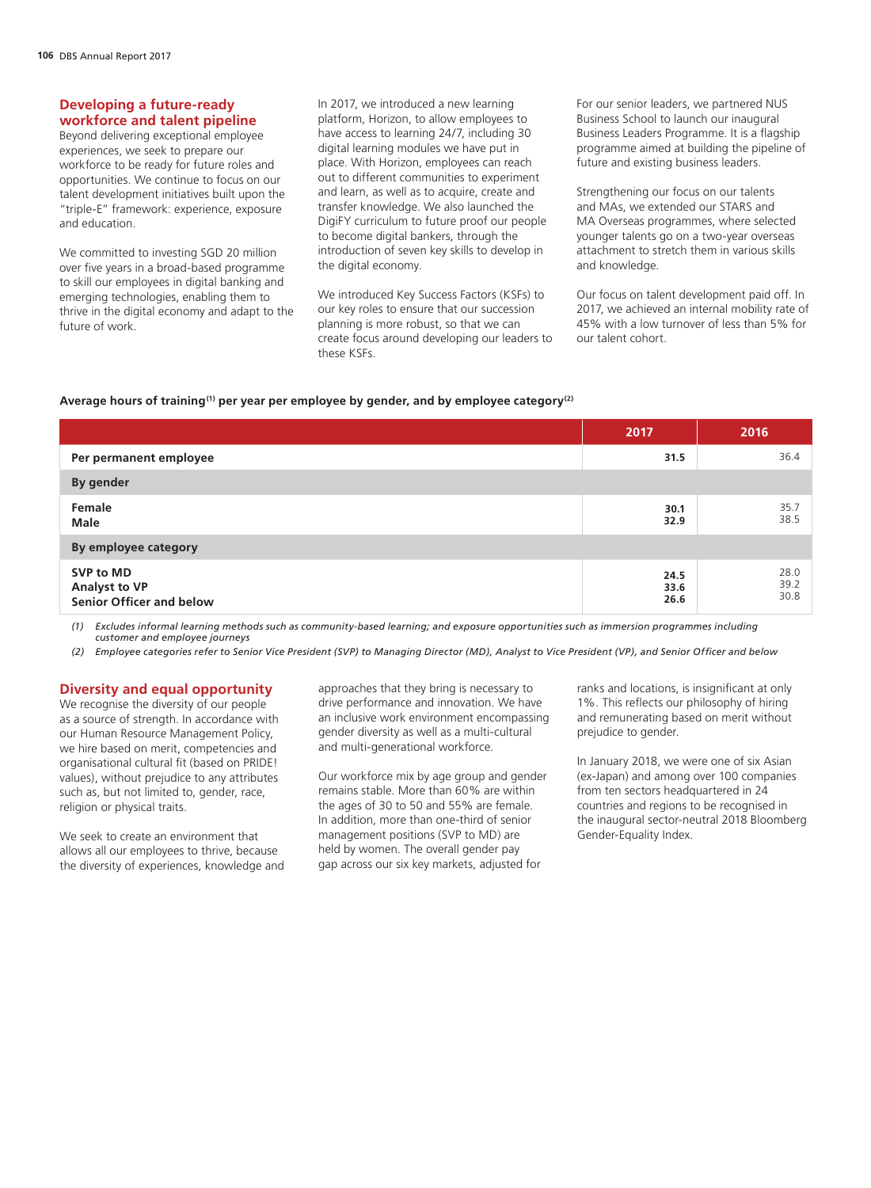## Developing a future-ready workforce and talent pipeline

Beyond delivering exceptional employee experiences, we seek to prepare our workforce to be ready for future roles and opportunities. We continue to focus on our talent development initiatives built upon the "triple-E" framework: experience, exposure and education.

We committed to investing SGD 20 million over five years in a broad-based programme to skill our employees in digital banking and emerging technologies, enabling them to thrive in the digital economy and adapt to the future of work.

In 2017, we introduced a new learning platform, Horizon, to allow employees to have access to learning 24/7, including 30 digital learning modules we have put in place. With Horizon, employees can reach out to different communities to experiment and learn, as well as to acquire, create and transfer knowledge. We also launched the DigiFY curriculum to future proof our people to become digital bankers, through the introduction of seven key skills to develop in the digital economy.

We introduced Key Success Factors (KSFs) to our key roles to ensure that our succession planning is more robust, so that we can create focus around developing our leaders to these KSFs.

For our senior leaders, we partnered NUS Business School to launch our inaugural Business Leaders Programme. It is a flagship programme aimed at building the pipeline of future and existing business leaders.

Strengthening our focus on our talents and MAs, we extended our STARS and MA Overseas programmes, where selected younger talents go on a two-year overseas attachment to stretch them in various skills and knowledge.

Our focus on talent development paid off. In 2017, we achieved an internal mobility rate of 45% with a low turnover of less than 5% for our talent cohort.

**Average hours of training[1] per year per employee by gender, and by employee category[2]**

| | 2017 | 2016 |
|---|---|---|
| **Per permanent employee** | **31.5** | 36.4 |
| **By gender** | | |
| **Female** | **30.1** | 35.7 |
| **Male** | **32.9** | 38.5 |
| **By employee category** | | |
| **SVP to MD** | **24.5** | 28.0 |
| **Analyst to VP** | **33.6** | 39.2 |
| **Senior Officer and below** | **26.6** | 30.8 |

*(1) Excludes informal learning methods such as community-based learning; and exposure opportunities such as immersion programmes including customer and employee journeys*

*(2) Employee categories refer to Senior Vice President (SVP) to Managing Director (MD), Analyst to Vice President (VP), and Senior Officer and below*

## Diversity and equal opportunity

We recognise the diversity of our people as a source of strength. In accordance with our Human Resource Management Policy, we hire based on merit, competencies and organisational cultural fit (based on PRIDE! values), without prejudice to any attributes such as, but not limited to, gender, race, religion or physical traits.

We seek to create an environment that allows all our employees to thrive, because the diversity of experiences, knowledge and approaches that they bring is necessary to drive performance and innovation. We have an inclusive work environment encompassing gender diversity as well as a multi-cultural and multi-generational workforce.

Our workforce mix by age group and gender remains stable. More than 60% are within the ages of 30 to 50 and 55% are female. In addition, more than one-third of senior management positions (SVP to MD) are held by women. The overall gender pay gap across our six key markets, adjusted for ranks and locations, is insignificant at only 1%. This reflects our philosophy of hiring and remunerating based on merit without prejudice to gender.

In January 2018, we were one of six Asian (ex-Japan) and among over 100 companies from ten sectors headquartered in 24 countries and regions to be recognised in the inaugural sector-neutral 2018 Bloomberg Gender-Equality Index.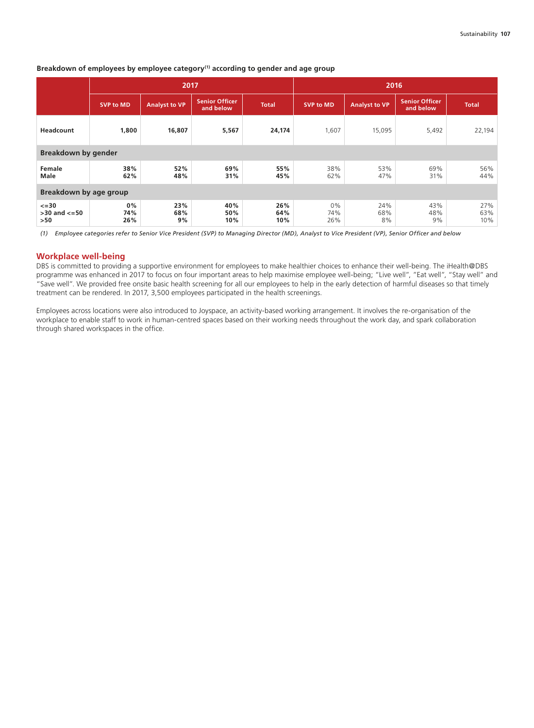**Breakdown of employees by employee category[1] according to gender and age group**

| | 2017 | | | | 2016 | | | |
|---|---|---|---|---|---|---|---|---|
| | SVP to MD | Analyst to VP | Senior Officer and below | Total | SVP to MD | Analyst to VP | Senior Officer and below | Total |
| **Headcount** | **1,800** | **16,807** | **5,567** | **24,174** | 1,607 | 15,095 | 5,492 | 22,194 |
| **Breakdown by gender** | | | | | | | | |
| **Female** | **38%** | **52%** | **69%** | **55%** | 38% | 53% | 69% | 56% |
| **Male** | **62%** | **48%** | **31%** | **45%** | 62% | 47% | 31% | 44% |
| **Breakdown by age group** | | | | | | | | |
| **<=30** | **0%** | **23%** | **40%** | **26%** | 0% | 24% | 43% | 27% |
| **>30 and <=50** | **74%** | **68%** | **50%** | **64%** | 74% | 68% | 48% | 63% |
| **>50** | **26%** | **9%** | **10%** | **10%** | 26% | 8% | 9% | 10% |

*(1) Employee categories refer to Senior Vice President (SVP) to Managing Director (MD), Analyst to Vice President (VP), Senior Officer and below*

## Workplace well-being

DBS is committed to providing a supportive environment for employees to make healthier choices to enhance their well-being. The iHealth@DBS programme was enhanced in 2017 to focus on four important areas to help maximise employee well-being; "Live well", "Eat well", "Stay well" and "Save well". We provided free onsite basic health screening for all our employees to help in the early detection of harmful diseases so that timely treatment can be rendered. In 2017, 3,500 employees participated in the health screenings.

Employees across locations were also introduced to Joyspace, an activity-based working arrangement. It involves the re-organisation of the workplace to enable staff to work in human-centred spaces based on their working needs throughout the work day, and spark collaboration through shared workspaces in the office.